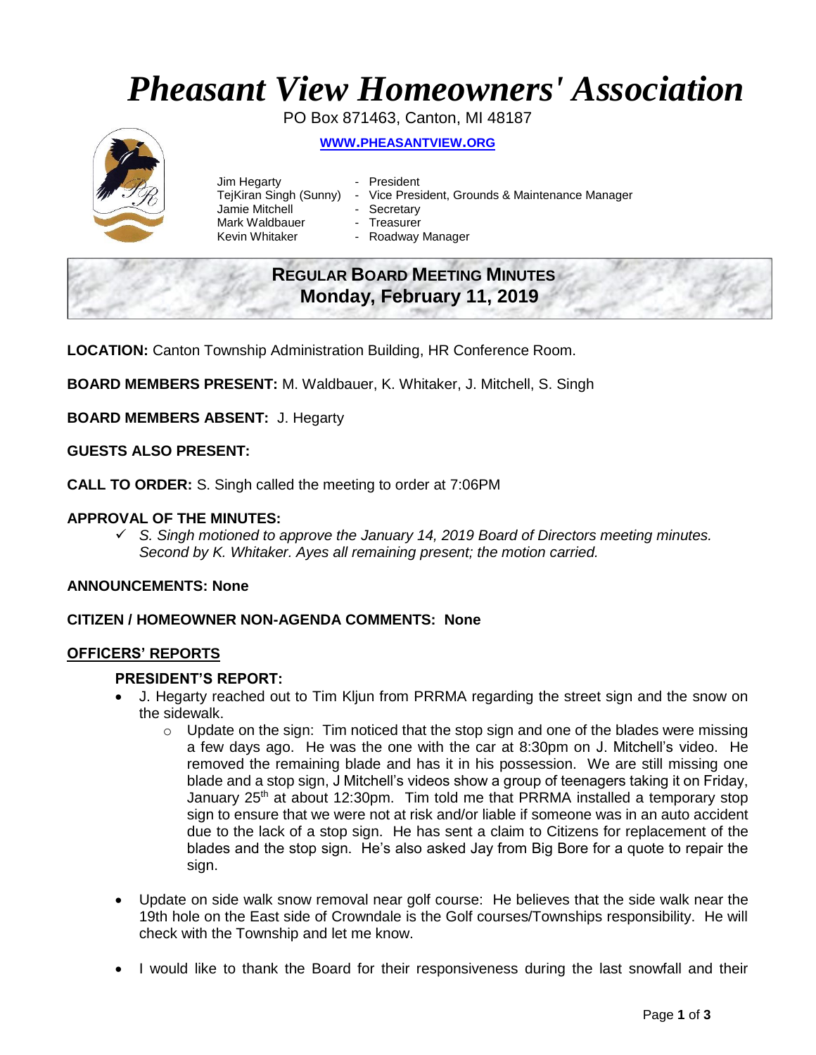# *Pheasant View Homeowners' Association*

PO Box 871463, Canton, MI 48187

**WWW.PHEASANTVIEW.ORG**

Jim Hegarty - President
TejKiran Singh (Sunny) - Vice President, Grounds & Maintenance Manager
Jamie Mitchell - Secretary
Mark Waldbauer - Treasurer
Kevin Whitaker - Roadway Manager

## REGULAR BOARD MEETING MINUTES
## Monday, February 11, 2019

**LOCATION:** Canton Township Administration Building, HR Conference Room.

**BOARD MEMBERS PRESENT:** M. Waldbauer, K. Whitaker, J. Mitchell, S. Singh

**BOARD MEMBERS ABSENT:** J. Hegarty

**GUESTS ALSO PRESENT:**

**CALL TO ORDER:** S. Singh called the meeting to order at 7:06PM

**APPROVAL OF THE MINUTES:**

- ✓ *S. Singh motioned to approve the January 14, 2019 Board of Directors meeting minutes. Second by K. Whitaker. Ayes all remaining present; the motion carried.*

**ANNOUNCEMENTS: None**

**CITIZEN / HOMEOWNER NON-AGENDA COMMENTS: None**

**OFFICERS' REPORTS**

**PRESIDENT'S REPORT:**

- J. Hegarty reached out to Tim Kljun from PRRMA regarding the street sign and the snow on the sidewalk.
  - Update on the sign: Tim noticed that the stop sign and one of the blades were missing a few days ago. He was the one with the car at 8:30pm on J. Mitchell's video. He removed the remaining blade and has it in his possession. We are still missing one blade and a stop sign, J Mitchell's videos show a group of teenagers taking it on Friday, January 25th at about 12:30pm. Tim told me that PRRMA installed a temporary stop sign to ensure that we were not at risk and/or liable if someone was in an auto accident due to the lack of a stop sign. He has sent a claim to Citizens for replacement of the blades and the stop sign. He's also asked Jay from Big Bore for a quote to repair the sign.
- Update on side walk snow removal near golf course: He believes that the side walk near the 19th hole on the East side of Crowndale is the Golf courses/Townships responsibility. He will check with the Township and let me know.
- I would like to thank the Board for their responsiveness during the last snowfall and their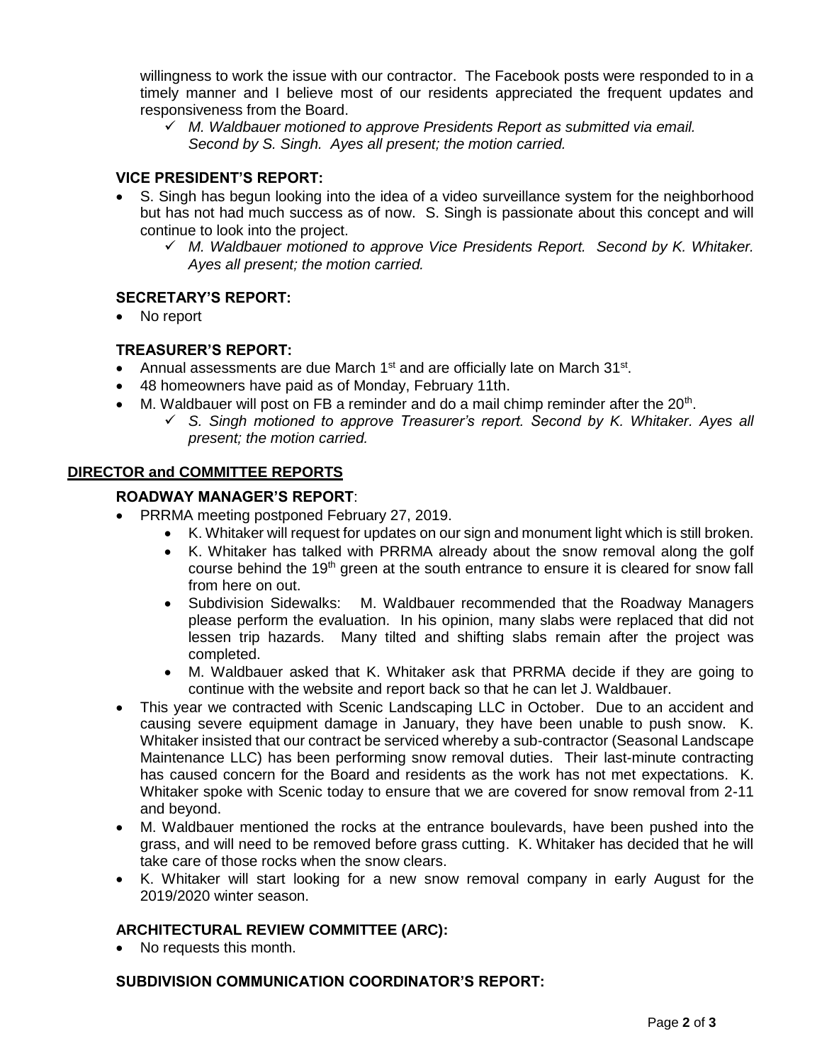willingness to work the issue with our contractor. The Facebook posts were responded to in a timely manner and I believe most of our residents appreciated the frequent updates and responsiveness from the Board.

- ✓ *M. Waldbauer motioned to approve Presidents Report as submitted via email. Second by S. Singh. Ayes all present; the motion carried.*

### VICE PRESIDENT'S REPORT:

- S. Singh has begun looking into the idea of a video surveillance system for the neighborhood but has not had much success as of now. S. Singh is passionate about this concept and will continue to look into the project.
  - ✓ *M. Waldbauer motioned to approve Vice Presidents Report. Second by K. Whitaker. Ayes all present; the motion carried.*

### SECRETARY'S REPORT:

- No report

### TREASURER'S REPORT:

- Annual assessments are due March 1st and are officially late on March 31st.
- 48 homeowners have paid as of Monday, February 11th.
- M. Waldbauer will post on FB a reminder and do a mail chimp reminder after the 20th.
  - ✓ *S. Singh motioned to approve Treasurer's report. Second by K. Whitaker. Ayes all present; the motion carried.*

## DIRECTOR and COMMITTEE REPORTS

### ROADWAY MANAGER'S REPORT:

- PRRMA meeting postponed February 27, 2019.
  - K. Whitaker will request for updates on our sign and monument light which is still broken.
  - K. Whitaker has talked with PRRMA already about the snow removal along the golf course behind the 19th green at the south entrance to ensure it is cleared for snow fall from here on out.
  - Subdivision Sidewalks: M. Waldbauer recommended that the Roadway Managers please perform the evaluation. In his opinion, many slabs were replaced that did not lessen trip hazards. Many tilted and shifting slabs remain after the project was completed.
  - M. Waldbauer asked that K. Whitaker ask that PRRMA decide if they are going to continue with the website and report back so that he can let J. Waldbauer.
- This year we contracted with Scenic Landscaping LLC in October. Due to an accident and causing severe equipment damage in January, they have been unable to push snow. K. Whitaker insisted that our contract be serviced whereby a sub-contractor (Seasonal Landscape Maintenance LLC) has been performing snow removal duties. Their last-minute contracting has caused concern for the Board and residents as the work has not met expectations. K. Whitaker spoke with Scenic today to ensure that we are covered for snow removal from 2-11 and beyond.
- M. Waldbauer mentioned the rocks at the entrance boulevards, have been pushed into the grass, and will need to be removed before grass cutting. K. Whitaker has decided that he will take care of those rocks when the snow clears.
- K. Whitaker will start looking for a new snow removal company in early August for the 2019/2020 winter season.

### ARCHITECTURAL REVIEW COMMITTEE (ARC):

- No requests this month.

### SUBDIVISION COMMUNICATION COORDINATOR'S REPORT: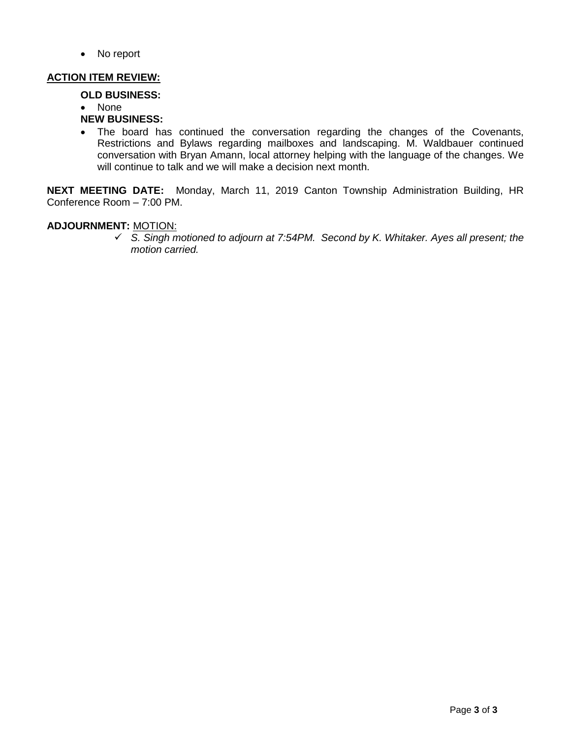- No report

**ACTION ITEM REVIEW:**

**OLD BUSINESS:**

- None

**NEW BUSINESS:**

- The board has continued the conversation regarding the changes of the Covenants, Restrictions and Bylaws regarding mailboxes and landscaping. M. Waldbauer continued conversation with Bryan Amann, local attorney helping with the language of the changes. We will continue to talk and we will make a decision next month.

**NEXT MEETING DATE:** Monday, March 11, 2019 Canton Township Administration Building, HR Conference Room – 7:00 PM.

**ADJOURNMENT:** MOTION:

- ✓ *S. Singh motioned to adjourn at 7:54PM. Second by K. Whitaker. Ayes all present; the motion carried.*